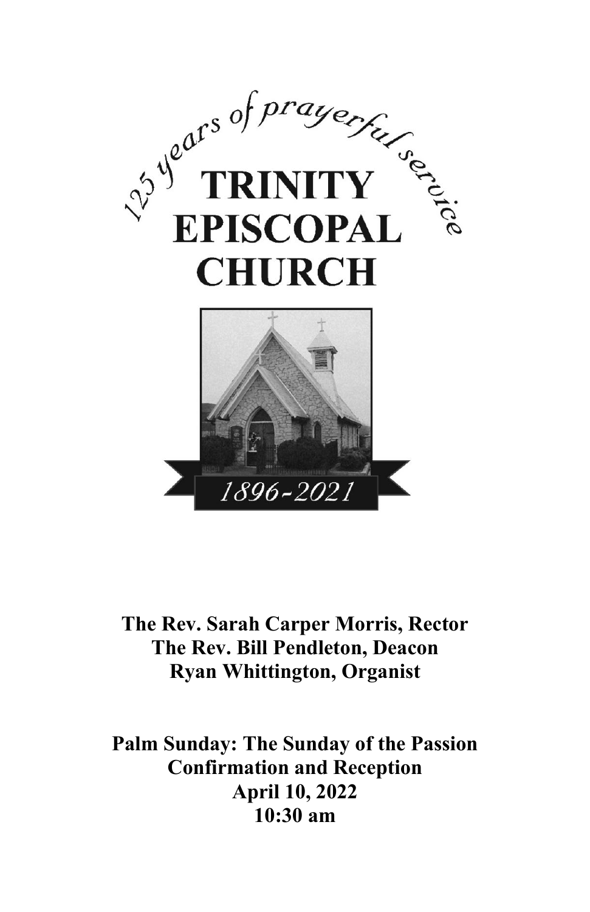125 years of prayerful service

# TRINITY EPISCOPAL CHURCH

1896-2021

**The Rev. Sarah Carper Morris, Rector**
**The Rev. Bill Pendleton, Deacon**
**Ryan Whittington, Organist**

**Palm Sunday: The Sunday of the Passion**
**Confirmation and Reception**
**April 10, 2022**
**10:30 am**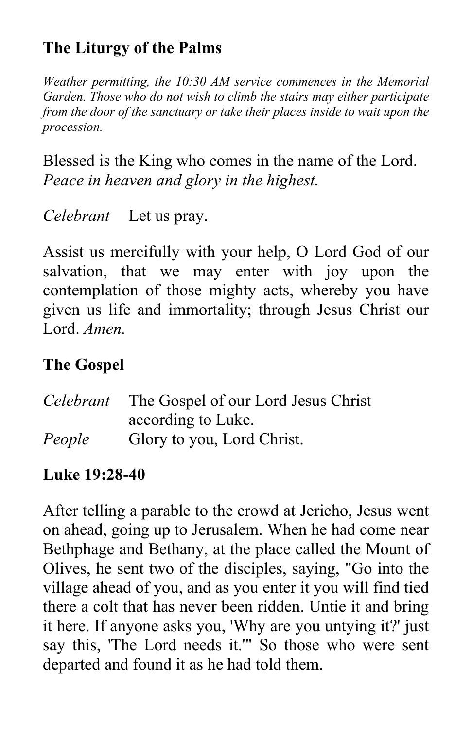## The Liturgy of the Palms

*Weather permitting, the 10:30 AM service commences in the Memorial Garden. Those who do not wish to climb the stairs may either participate from the door of the sanctuary or take their places inside to wait upon the procession.*

Blessed is the King who comes in the name of the Lord.
*Peace in heaven and glory in the highest.*

*Celebrant* Let us pray.

Assist us mercifully with your help, O Lord God of our salvation, that we may enter with joy upon the contemplation of those mighty acts, whereby you have given us life and immortality; through Jesus Christ our Lord. *Amen.*

## The Gospel

*Celebrant* The Gospel of our Lord Jesus Christ according to Luke.
*People* Glory to you, Lord Christ.

### Luke 19:28-40

After telling a parable to the crowd at Jericho, Jesus went on ahead, going up to Jerusalem. When he had come near Bethphage and Bethany, at the place called the Mount of Olives, he sent two of the disciples, saying, "Go into the village ahead of you, and as you enter it you will find tied there a colt that has never been ridden. Untie it and bring it here. If anyone asks you, 'Why are you untying it?' just say this, 'The Lord needs it.'" So those who were sent departed and found it as he had told them.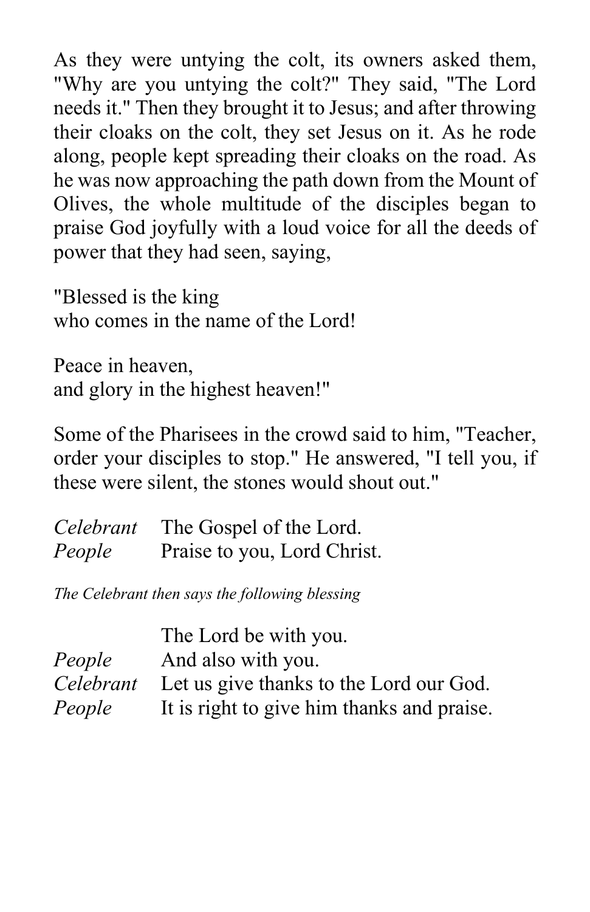As they were untying the colt, its owners asked them, "Why are you untying the colt?" They said, "The Lord needs it." Then they brought it to Jesus; and after throwing their cloaks on the colt, they set Jesus on it. As he rode along, people kept spreading their cloaks on the road. As he was now approaching the path down from the Mount of Olives, the whole multitude of the disciples began to praise God joyfully with a loud voice for all the deeds of power that they had seen, saying,

"Blessed is the king  
who comes in the name of the Lord!

Peace in heaven,  
and glory in the highest heaven!"

Some of the Pharisees in the crowd said to him, "Teacher, order your disciples to stop." He answered, "I tell you, if these were silent, the stones would shout out."

*Celebrant* The Gospel of the Lord.  
*People* Praise to you, Lord Christ.

*The Celebrant then says the following blessing*

The Lord be with you.  
*People* And also with you.  
*Celebrant* Let us give thanks to the Lord our God.  
*People* It is right to give him thanks and praise.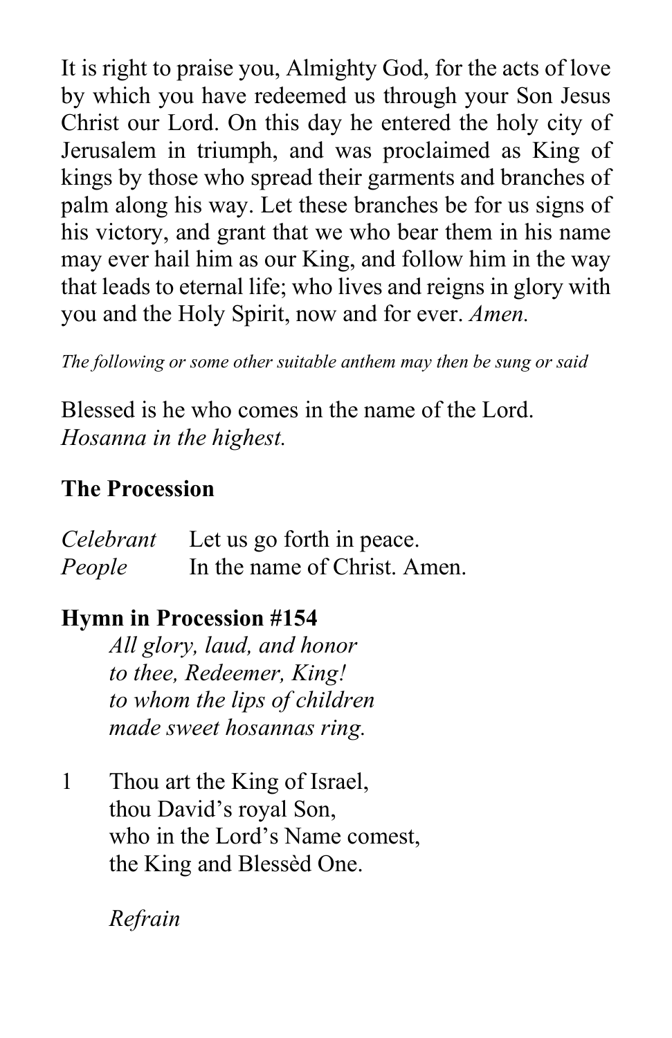It is right to praise you, Almighty God, for the acts of love by which you have redeemed us through your Son Jesus Christ our Lord. On this day he entered the holy city of Jerusalem in triumph, and was proclaimed as King of kings by those who spread their garments and branches of palm along his way. Let these branches be for us signs of his victory, and grant that we who bear them in his name may ever hail him as our King, and follow him in the way that leads to eternal life; who lives and reigns in glory with you and the Holy Spirit, now and for ever. *Amen.*

*The following or some other suitable anthem may then be sung or said*

Blessed is he who comes in the name of the Lord.
*Hosanna in the highest.*

**The Procession**

*Celebrant* Let us go forth in peace.
*People* In the name of Christ. Amen.

**Hymn in Procession #154**

*All glory, laud, and honor*
*to thee, Redeemer, King!*
*to whom the lips of children*
*made sweet hosannas ring.*

1 Thou art the King of Israel,
thou David's royal Son,
who in the Lord's Name comest,
the King and Blessèd One.

*Refrain*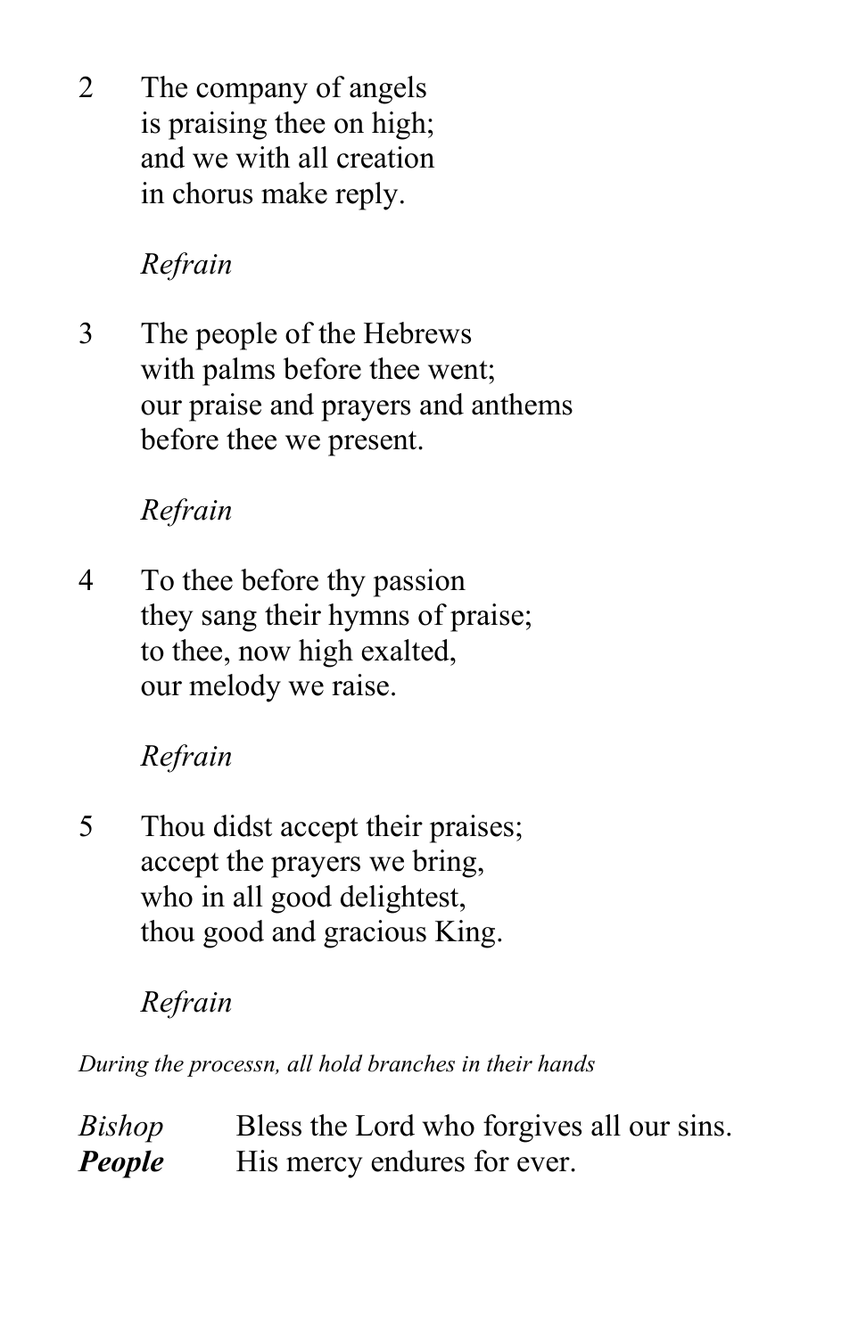2 The company of angels
is praising thee on high;
and we with all creation
in chorus make reply.

*Refrain*

3 The people of the Hebrews
with palms before thee went;
our praise and prayers and anthems
before thee we present.

*Refrain*

4 To thee before thy passion
they sang their hymns of praise;
to thee, now high exalted,
our melody we raise.

*Refrain*

5 Thou didst accept their praises;
accept the prayers we bring,
who in all good delightest,
thou good and gracious King.

*Refrain*

*During the processn, all hold branches in their hands*

*Bishop* Bless the Lord who forgives all our sins.
***People*** His mercy endures for ever.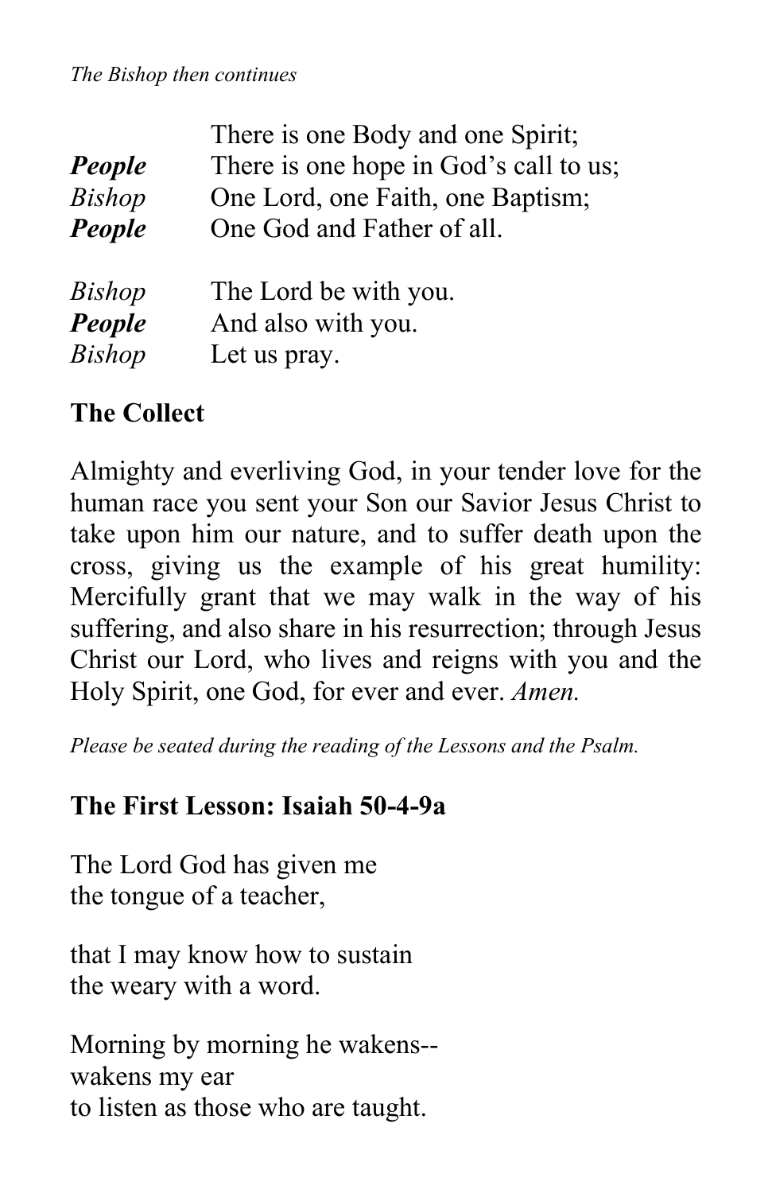*The Bishop then continues*

| | |
|---|---|
| | There is one Body and one Spirit; |
| ***People*** | There is one hope in God's call to us; |
| *Bishop* | One Lord, one Faith, one Baptism; |
| ***People*** | One God and Father of all. |

| | |
|---|---|
| *Bishop* | The Lord be with you. |
| ***People*** | And also with you. |
| *Bishop* | Let us pray. |

## The Collect

Almighty and everliving God, in your tender love for the human race you sent your Son our Savior Jesus Christ to take upon him our nature, and to suffer death upon the cross, giving us the example of his great humility: Mercifully grant that we may walk in the way of his suffering, and also share in his resurrection; through Jesus Christ our Lord, who lives and reigns with you and the Holy Spirit, one God, for ever and ever. *Amen.*

*Please be seated during the reading of the Lessons and the Psalm.*

## The First Lesson: Isaiah 50-4-9a

The Lord God has given me
the tongue of a teacher,

that I may know how to sustain
the weary with a word.

Morning by morning he wakens--
wakens my ear
to listen as those who are taught.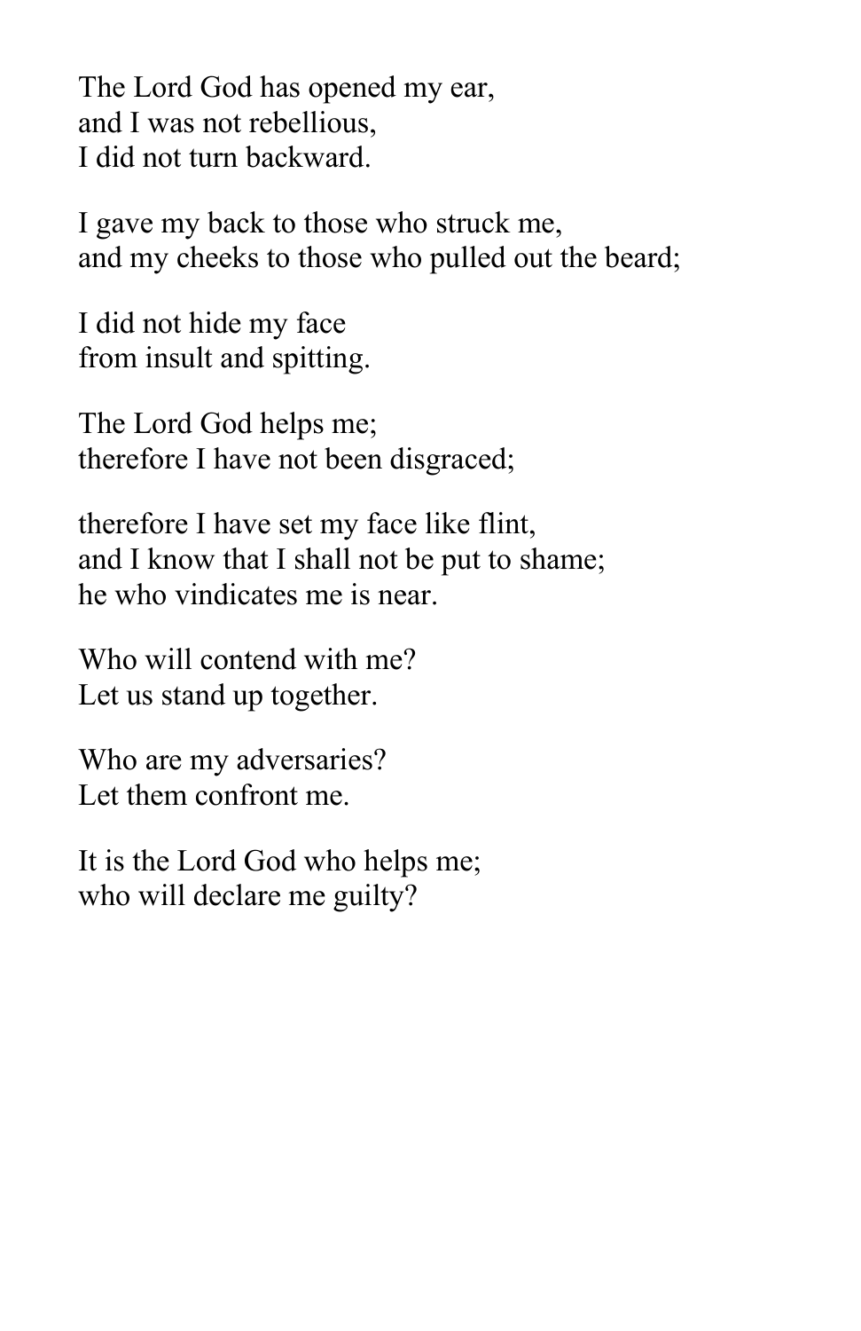The Lord God has opened my ear,  
and I was not rebellious,  
I did not turn backward.

I gave my back to those who struck me,  
and my cheeks to those who pulled out the beard;

I did not hide my face  
from insult and spitting.

The Lord God helps me;  
therefore I have not been disgraced;

therefore I have set my face like flint,  
and I know that I shall not be put to shame;  
he who vindicates me is near.

Who will contend with me?  
Let us stand up together.

Who are my adversaries?  
Let them confront me.

It is the Lord God who helps me;  
who will declare me guilty?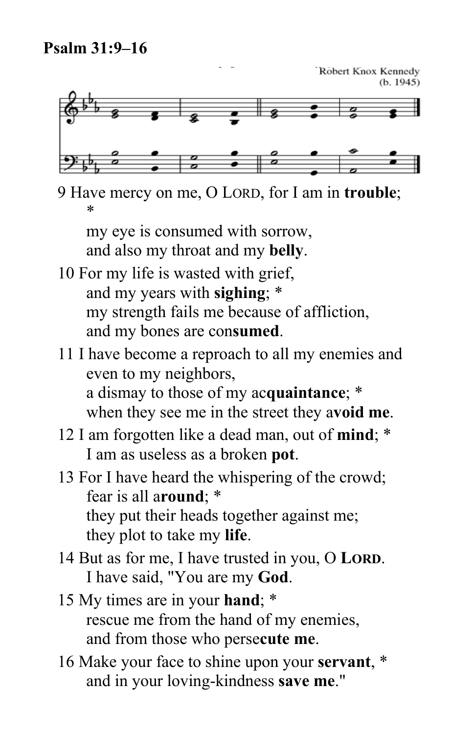**Psalm 31:9–16**

Robert Knox Kennedy
(b. 1945)

9 Have mercy on me, O LORD, for I am in **trouble**; *
my eye is consumed with sorrow,
and also my throat and my **belly**.

10 For my life is wasted with grief,
and my years with **sighing**; *
my strength fails me because of affliction,
and my bones are con**sumed**.

11 I have become a reproach to all my enemies and even to my neighbors,
a dismay to those of my ac**quaintance**; *
when they see me in the street they a**void me**.

12 I am forgotten like a dead man, out of **mind**; *
I am as useless as a broken **pot**.

13 For I have heard the whispering of the crowd;
fear is all a**round**; *
they put their heads together against me;
they plot to take my **life**.

14 But as for me, I have trusted in you, O **LORD**.
I have said, "You are my **God**.

15 My times are in your **hand**; *
rescue me from the hand of my enemies,
and from those who perse**cute me**.

16 Make your face to shine upon your **servant**, *
and in your loving-kindness **save me**."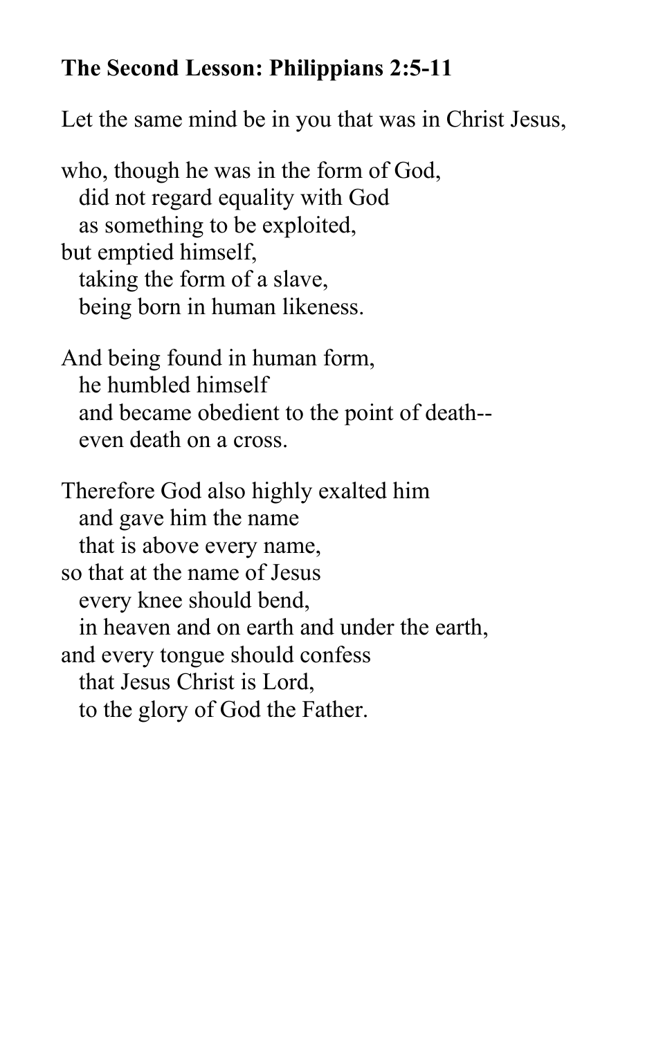**The Second Lesson: Philippians 2:5-11**

Let the same mind be in you that was in Christ Jesus,

who, though he was in the form of God,  
  did not regard equality with God  
  as something to be exploited,  
but emptied himself,  
  taking the form of a slave,  
  being born in human likeness.

And being found in human form,  
  he humbled himself  
  and became obedient to the point of death--  
  even death on a cross.

Therefore God also highly exalted him  
  and gave him the name  
  that is above every name,  
so that at the name of Jesus  
  every knee should bend,  
  in heaven and on earth and under the earth,  
and every tongue should confess  
  that Jesus Christ is Lord,  
  to the glory of God the Father.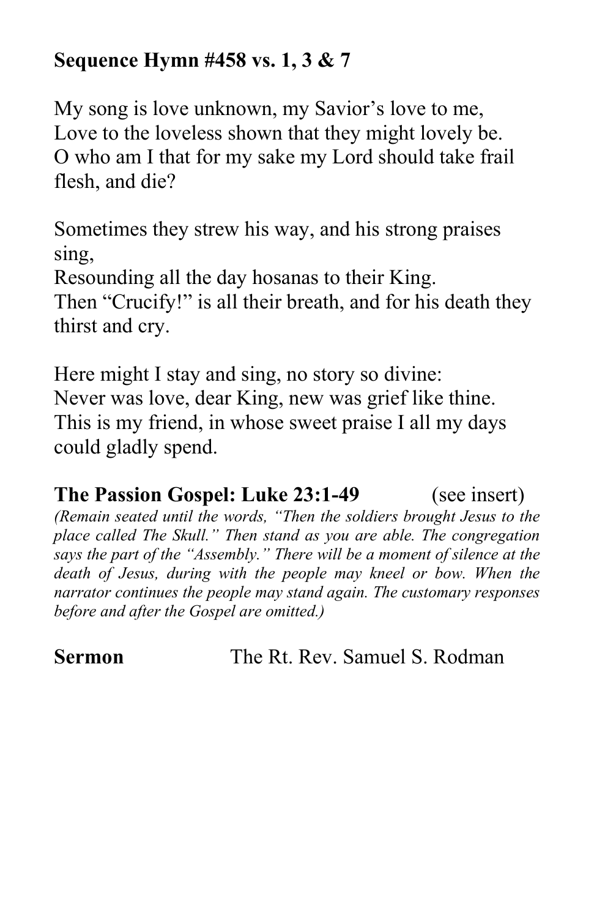**Sequence Hymn #458 vs. 1, 3 & 7**

My song is love unknown, my Savior's love to me,
Love to the loveless shown that they might lovely be.
O who am I that for my sake my Lord should take frail flesh, and die?

Sometimes they strew his way, and his strong praises sing,
Resounding all the day hosanas to their King.
Then "Crucify!" is all their breath, and for his death they thirst and cry.

Here might I stay and sing, no story so divine:
Never was love, dear King, new was grief like thine.
This is my friend, in whose sweet praise I all my days could gladly spend.

**The Passion Gospel: Luke 23:1-49** (see insert)

*(Remain seated until the words, "Then the soldiers brought Jesus to the place called The Skull." Then stand as you are able. The congregation says the part of the "Assembly." There will be a moment of silence at the death of Jesus, during with the people may kneel or bow. When the narrator continues the people may stand again. The customary responses before and after the Gospel are omitted.)*

**Sermon** The Rt. Rev. Samuel S. Rodman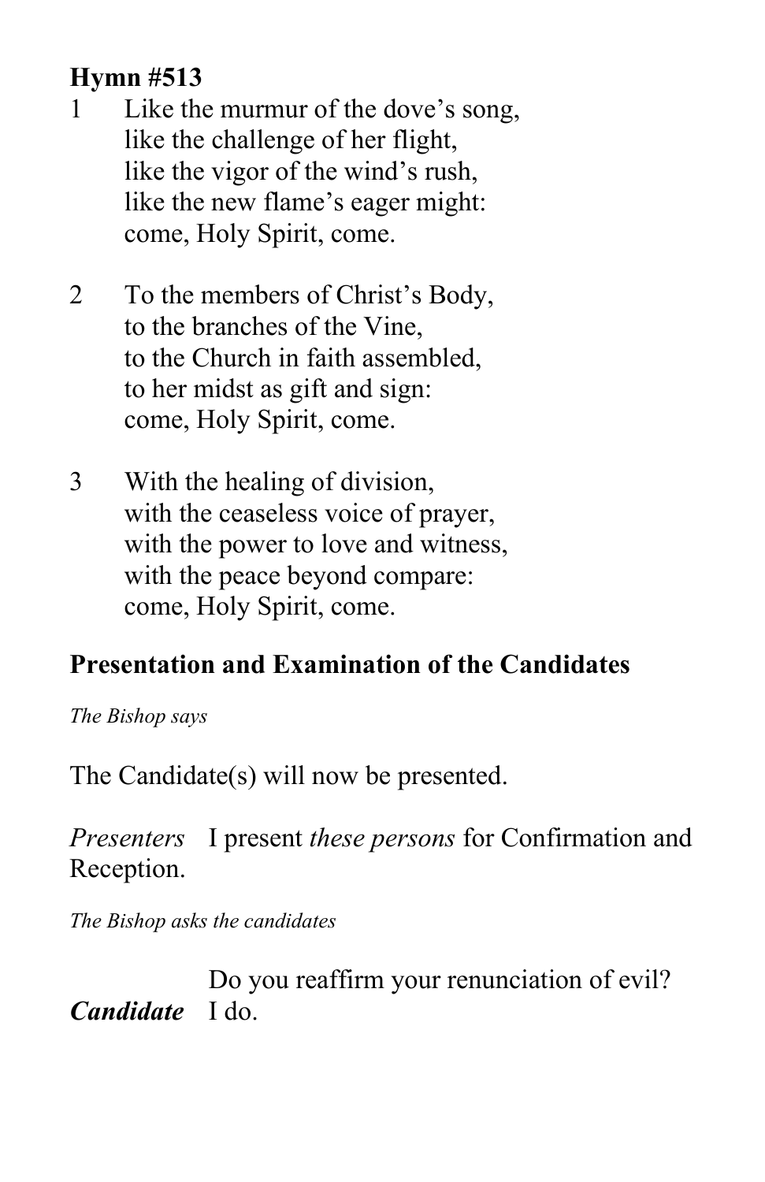**Hymn #513**

1 Like the murmur of the dove's song,
like the challenge of her flight,
like the vigor of the wind's rush,
like the new flame's eager might:
come, Holy Spirit, come.

2 To the members of Christ's Body,
to the branches of the Vine,
to the Church in faith assembled,
to her midst as gift and sign:
come, Holy Spirit, come.

3 With the healing of division,
with the ceaseless voice of prayer,
with the power to love and witness,
with the peace beyond compare:
come, Holy Spirit, come.

## Presentation and Examination of the Candidates

*The Bishop says*

The Candidate(s) will now be presented.

*Presenters* I present *these persons* for Confirmation and Reception.

*The Bishop asks the candidates*

Do you reaffirm your renunciation of evil?

***Candidate*** I do.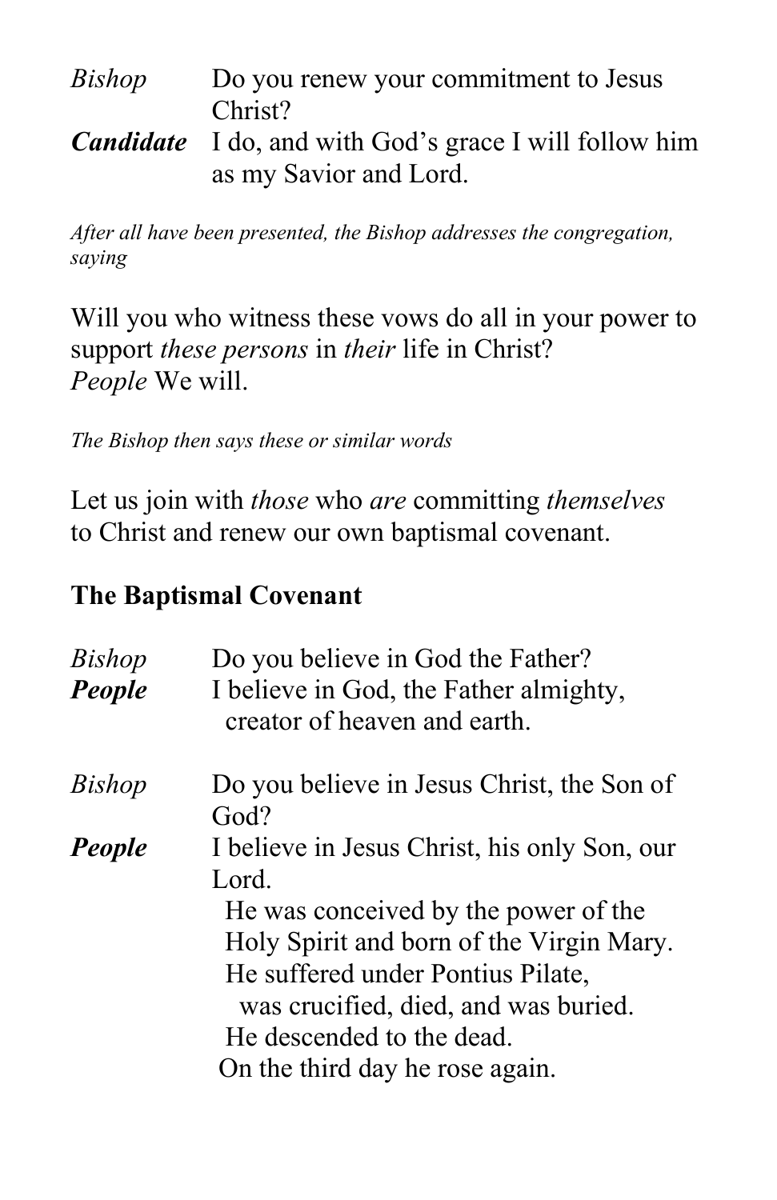*Bishop* Do you renew your commitment to Jesus Christ?

***Candidate*** I do, and with God's grace I will follow him as my Savior and Lord.

*After all have been presented, the Bishop addresses the congregation, saying*

Will you who witness these vows do all in your power to support *these persons* in *their* life in Christ?
*People* We will.

*The Bishop then says these or similar words*

Let us join with *those* who *are* committing *themselves* to Christ and renew our own baptismal covenant.

**The Baptismal Covenant**

*Bishop* Do you believe in God the Father?

***People*** I believe in God, the Father almighty,
creator of heaven and earth.

*Bishop* Do you believe in Jesus Christ, the Son of God?

***People*** I believe in Jesus Christ, his only Son, our Lord.
He was conceived by the power of the Holy Spirit and born of the Virgin Mary.
He suffered under Pontius Pilate,
was crucified, died, and was buried.
He descended to the dead.
On the third day he rose again.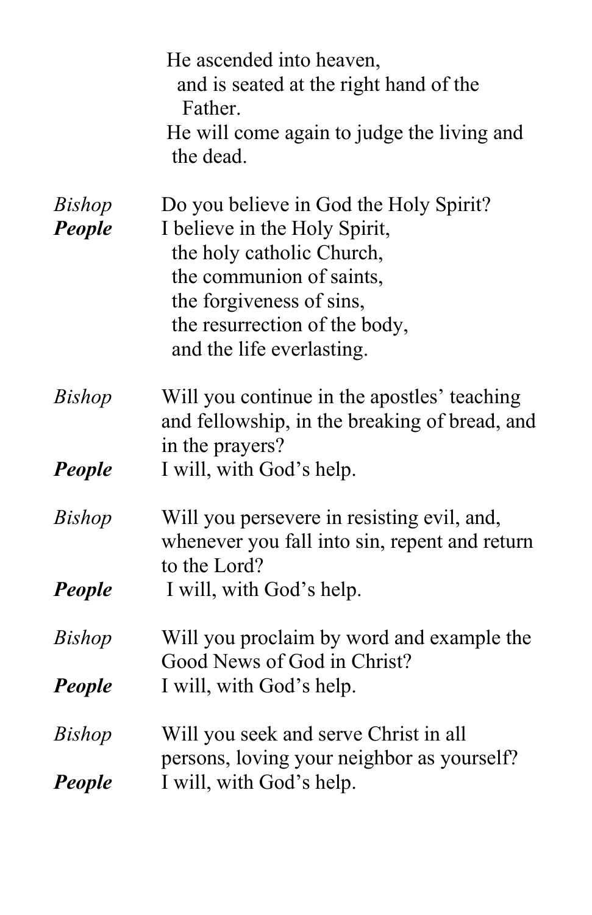He ascended into heaven,  
  and is seated at the right hand of the Father.  
He will come again to judge the living and the dead.

*Bishop* Do you believe in God the Holy Spirit?  
***People*** I believe in the Holy Spirit,  
  the holy catholic Church,  
  the communion of saints,  
  the forgiveness of sins,  
  the resurrection of the body,  
  and the life everlasting.

*Bishop* Will you continue in the apostles' teaching and fellowship, in the breaking of bread, and in the prayers?  
***People*** I will, with God's help.

*Bishop* Will you persevere in resisting evil, and, whenever you fall into sin, repent and return to the Lord?  
***People*** I will, with God's help.

*Bishop* Will you proclaim by word and example the Good News of God in Christ?  
***People*** I will, with God's help.

*Bishop* Will you seek and serve Christ in all persons, loving your neighbor as yourself?  
***People*** I will, with God's help.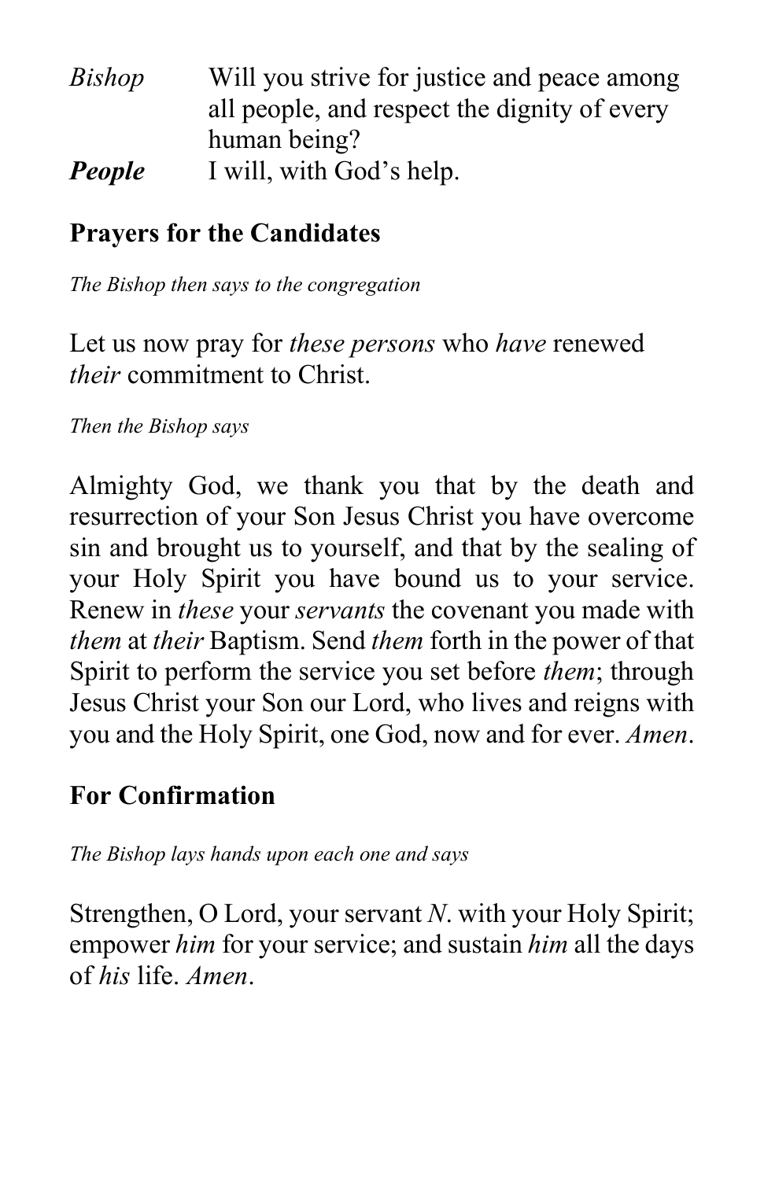*Bishop* Will you strive for justice and peace among all people, and respect the dignity of every human being?

***People*** I will, with God's help.

## Prayers for the Candidates

*The Bishop then says to the congregation*

Let us now pray for *these persons* who *have* renewed *their* commitment to Christ.

*Then the Bishop says*

Almighty God, we thank you that by the death and resurrection of your Son Jesus Christ you have overcome sin and brought us to yourself, and that by the sealing of your Holy Spirit you have bound us to your service. Renew in *these* your *servants* the covenant you made with *them* at *their* Baptism. Send *them* forth in the power of that Spirit to perform the service you set before *them*; through Jesus Christ your Son our Lord, who lives and reigns with you and the Holy Spirit, one God, now and for ever. *Amen*.

## For Confirmation

*The Bishop lays hands upon each one and says*

Strengthen, O Lord, your servant *N*. with your Holy Spirit; empower *him* for your service; and sustain *him* all the days of *his* life. *Amen*.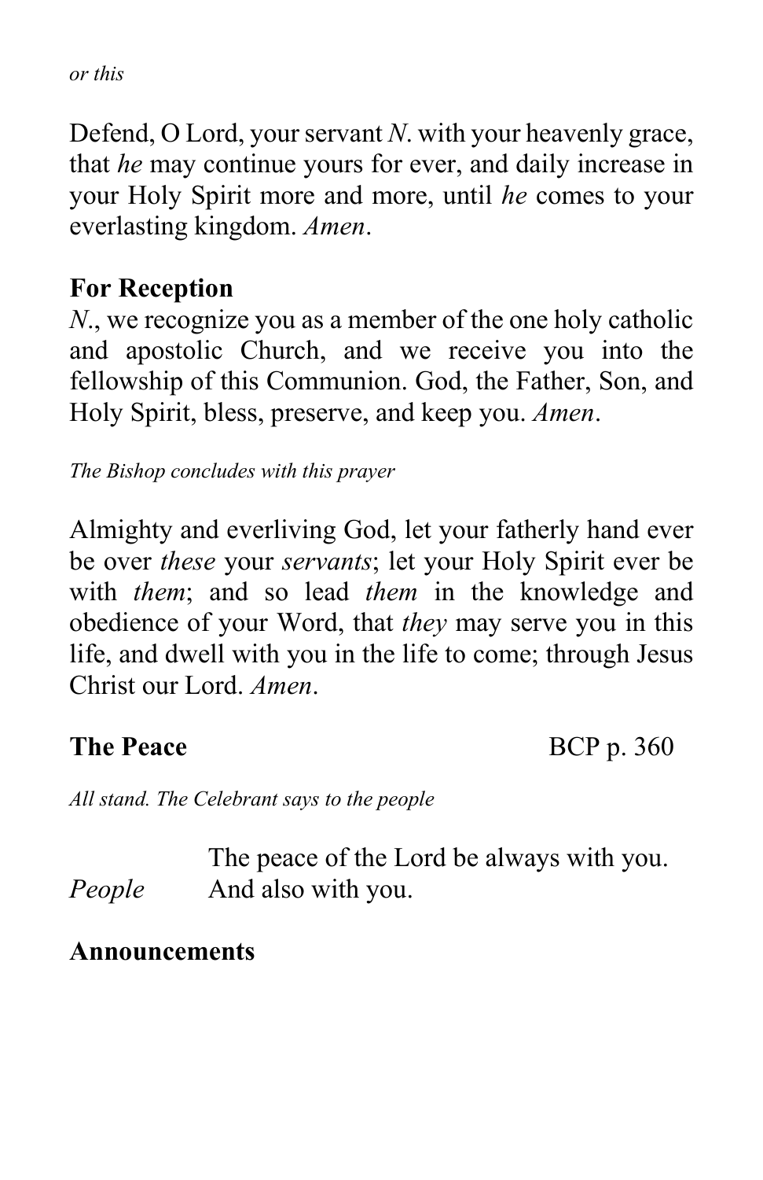*or this*

Defend, O Lord, your servant *N.* with your heavenly grace, that *he* may continue yours for ever, and daily increase in your Holy Spirit more and more, until *he* comes to your everlasting kingdom. *Amen*.

**For Reception**

*N.*, we recognize you as a member of the one holy catholic and apostolic Church, and we receive you into the fellowship of this Communion. God, the Father, Son, and Holy Spirit, bless, preserve, and keep you. *Amen*.

*The Bishop concludes with this prayer*

Almighty and everliving God, let your fatherly hand ever be over *these* your *servants*; let your Holy Spirit ever be with *them*; and so lead *them* in the knowledge and obedience of your Word, that *they* may serve you in this life, and dwell with you in the life to come; through Jesus Christ our Lord. *Amen*.

**The Peace** BCP p. 360

*All stand. The Celebrant says to the people*

The peace of the Lord be always with you.
*People* And also with you.

**Announcements**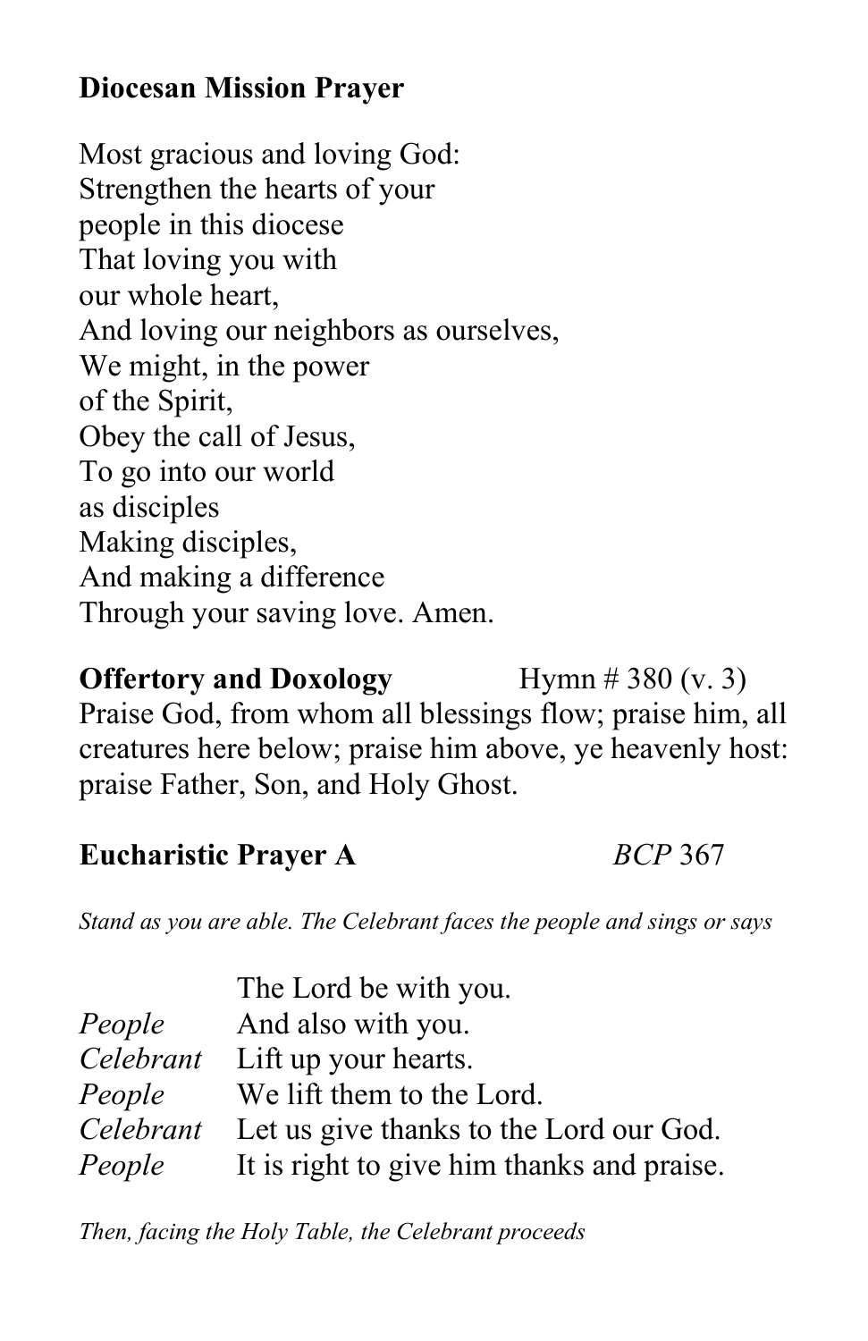**Diocesan Mission Prayer**

Most gracious and loving God:  
Strengthen the hearts of your  
people in this diocese  
That loving you with  
our whole heart,  
And loving our neighbors as ourselves,  
We might, in the power  
of the Spirit,  
Obey the call of Jesus,  
To go into our world  
as disciples  
Making disciples,  
And making a difference  
Through your saving love. Amen.

**Offertory and Doxology** Hymn # 380 (v. 3)

Praise God, from whom all blessings flow; praise him, all creatures here below; praise him above, ye heavenly host: praise Father, Son, and Holy Ghost.

**Eucharistic Prayer A** *BCP* 367

*Stand as you are able. The Celebrant faces the people and sings or says*

| | |
|---|---|
| | The Lord be with you. |
| *People* | And also with you. |
| *Celebrant* | Lift up your hearts. |
| *People* | We lift them to the Lord. |
| *Celebrant* | Let us give thanks to the Lord our God. |
| *People* | It is right to give him thanks and praise. |

*Then, facing the Holy Table, the Celebrant proceeds*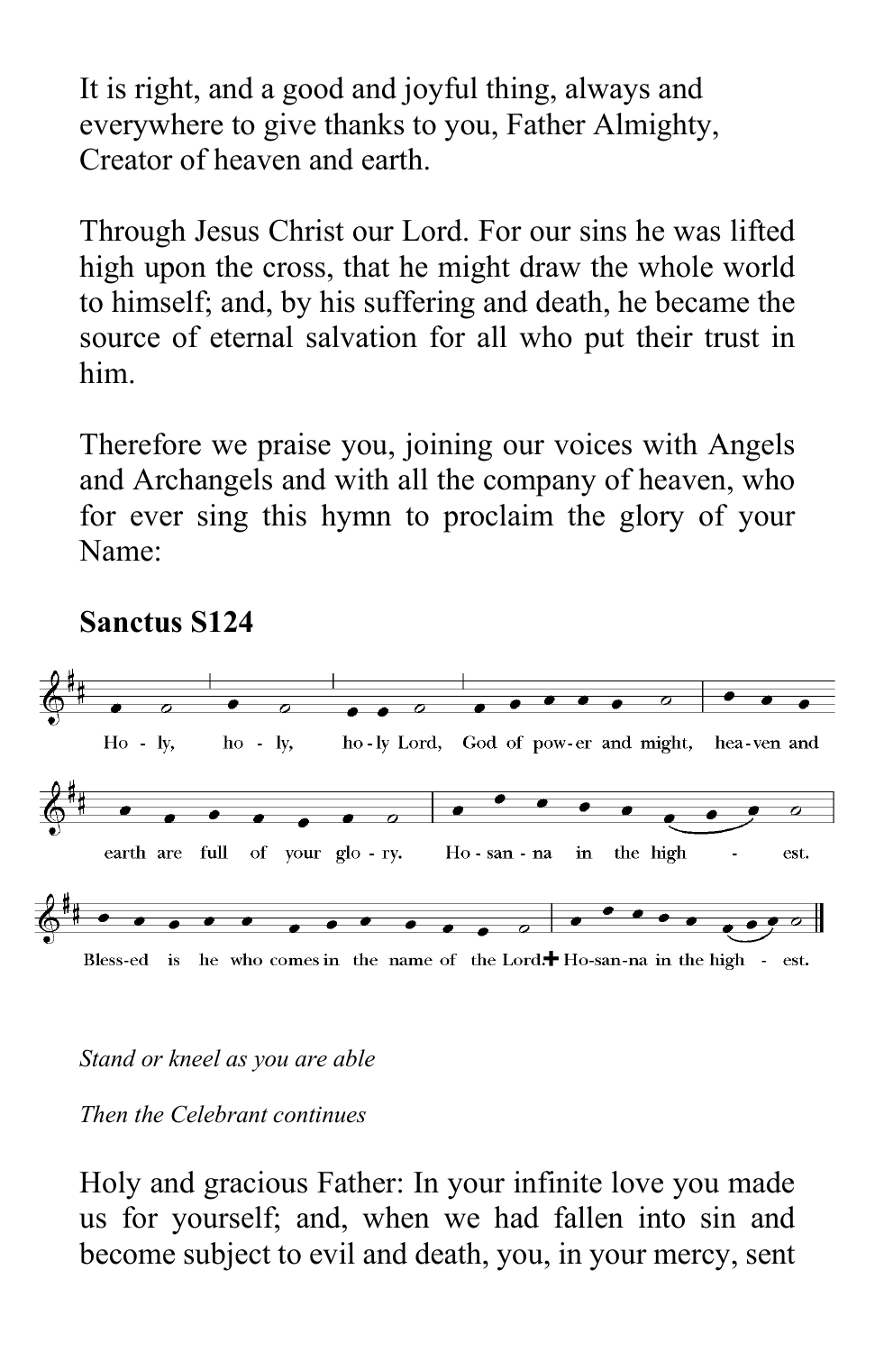It is right, and a good and joyful thing, always and everywhere to give thanks to you, Father Almighty, Creator of heaven and earth.

Through Jesus Christ our Lord. For our sins he was lifted high upon the cross, that he might draw the whole world to himself; and, by his suffering and death, he became the source of eternal salvation for all who put their trust in him.

Therefore we praise you, joining our voices with Angels and Archangels and with all the company of heaven, who for ever sing this hymn to proclaim the glory of your Name:

**Sanctus S124**

Ho - ly, ho - ly, ho - ly Lord, God of pow - er and might, hea - ven and earth are full of your glo - ry. Ho - san - na in the high - est.

Bless - ed is he who comes in the name of the Lord. ✠ Ho - san - na in the high - est.

*Stand or kneel as you are able*

*Then the Celebrant continues*

Holy and gracious Father: In your infinite love you made us for yourself; and, when we had fallen into sin and become subject to evil and death, you, in your mercy, sent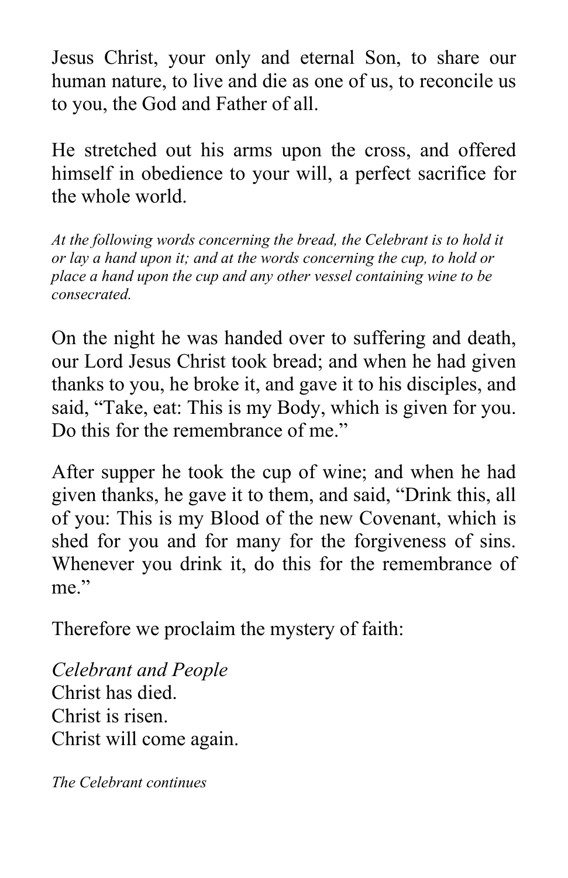Jesus Christ, your only and eternal Son, to share our human nature, to live and die as one of us, to reconcile us to you, the God and Father of all.

He stretched out his arms upon the cross, and offered himself in obedience to your will, a perfect sacrifice for the whole world.

*At the following words concerning the bread, the Celebrant is to hold it or lay a hand upon it; and at the words concerning the cup, to hold or place a hand upon the cup and any other vessel containing wine to be consecrated.*

On the night he was handed over to suffering and death, our Lord Jesus Christ took bread; and when he had given thanks to you, he broke it, and gave it to his disciples, and said, "Take, eat: This is my Body, which is given for you. Do this for the remembrance of me."

After supper he took the cup of wine; and when he had given thanks, he gave it to them, and said, "Drink this, all of you: This is my Blood of the new Covenant, which is shed for you and for many for the forgiveness of sins. Whenever you drink it, do this for the remembrance of me."

Therefore we proclaim the mystery of faith:

*Celebrant and People*  
Christ has died.  
Christ is risen.  
Christ will come again.

*The Celebrant continues*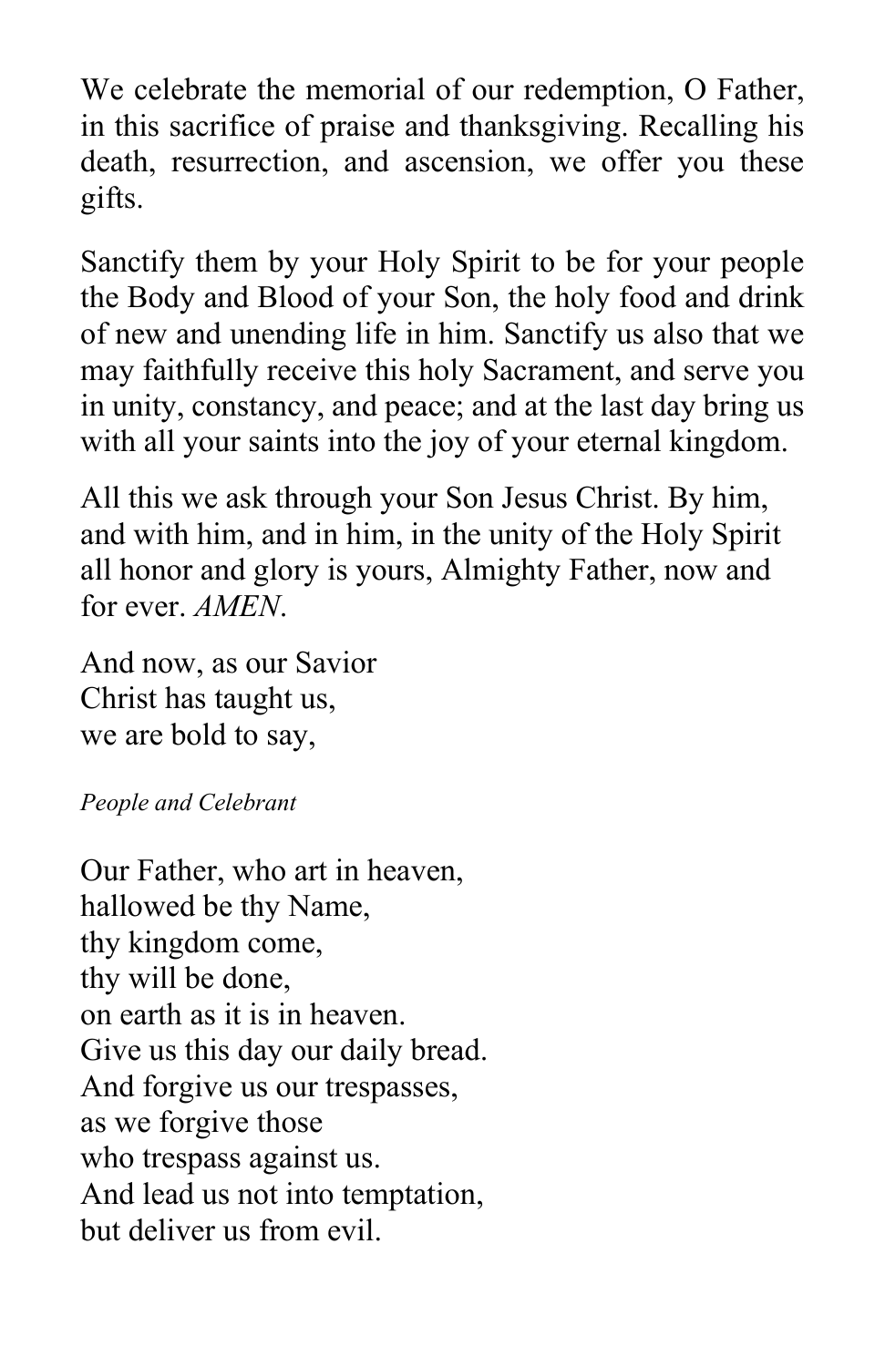We celebrate the memorial of our redemption, O Father, in this sacrifice of praise and thanksgiving. Recalling his death, resurrection, and ascension, we offer you these gifts.

Sanctify them by your Holy Spirit to be for your people the Body and Blood of your Son, the holy food and drink of new and unending life in him. Sanctify us also that we may faithfully receive this holy Sacrament, and serve you in unity, constancy, and peace; and at the last day bring us with all your saints into the joy of your eternal kingdom.

All this we ask through your Son Jesus Christ. By him, and with him, and in him, in the unity of the Holy Spirit all honor and glory is yours, Almighty Father, now and for ever. *AMEN*.

And now, as our Savior  
Christ has taught us,  
we are bold to say,

*People and Celebrant*

Our Father, who art in heaven,  
hallowed be thy Name,  
thy kingdom come,  
thy will be done,  
on earth as it is in heaven.  
Give us this day our daily bread.  
And forgive us our trespasses,  
as we forgive those  
who trespass against us.  
And lead us not into temptation,  
but deliver us from evil.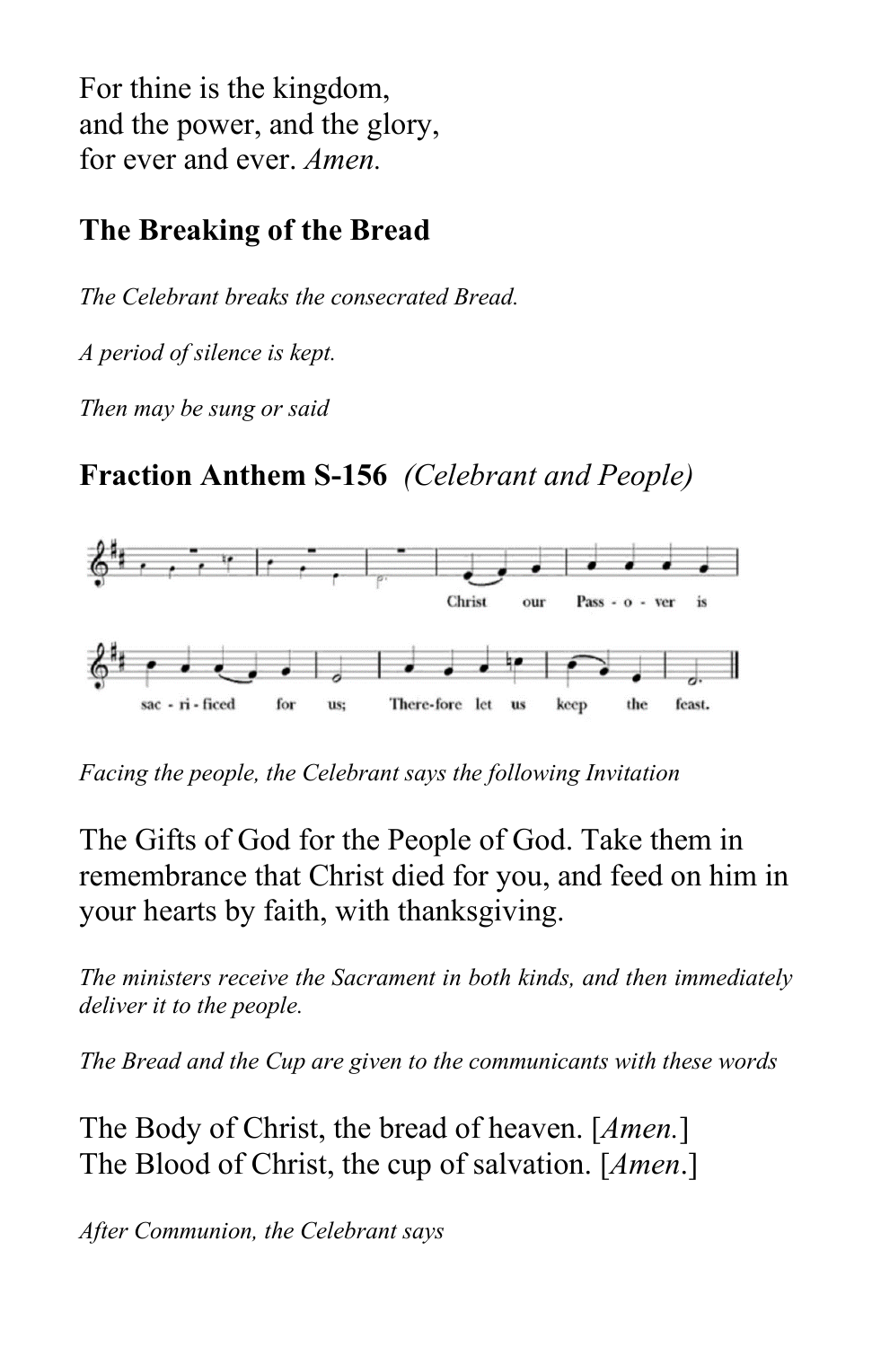For thine is the kingdom,
and the power, and the glory,
for ever and ever. *Amen.*

## The Breaking of the Bread

*The Celebrant breaks the consecrated Bread.*

*A period of silence is kept.*

*Then may be sung or said*

## Fraction Anthem S-156 *(Celebrant and People)*

Christ our Pass - o - ver is sac - ri - ficed for us; There-fore let us keep the feast.

*Facing the people, the Celebrant says the following Invitation*

The Gifts of God for the People of God. Take them in remembrance that Christ died for you, and feed on him in your hearts by faith, with thanksgiving.

*The ministers receive the Sacrament in both kinds, and then immediately deliver it to the people.*

*The Bread and the Cup are given to the communicants with these words*

The Body of Christ, the bread of heaven. [*Amen.*]
The Blood of Christ, the cup of salvation. [*Amen*.]

*After Communion, the Celebrant says*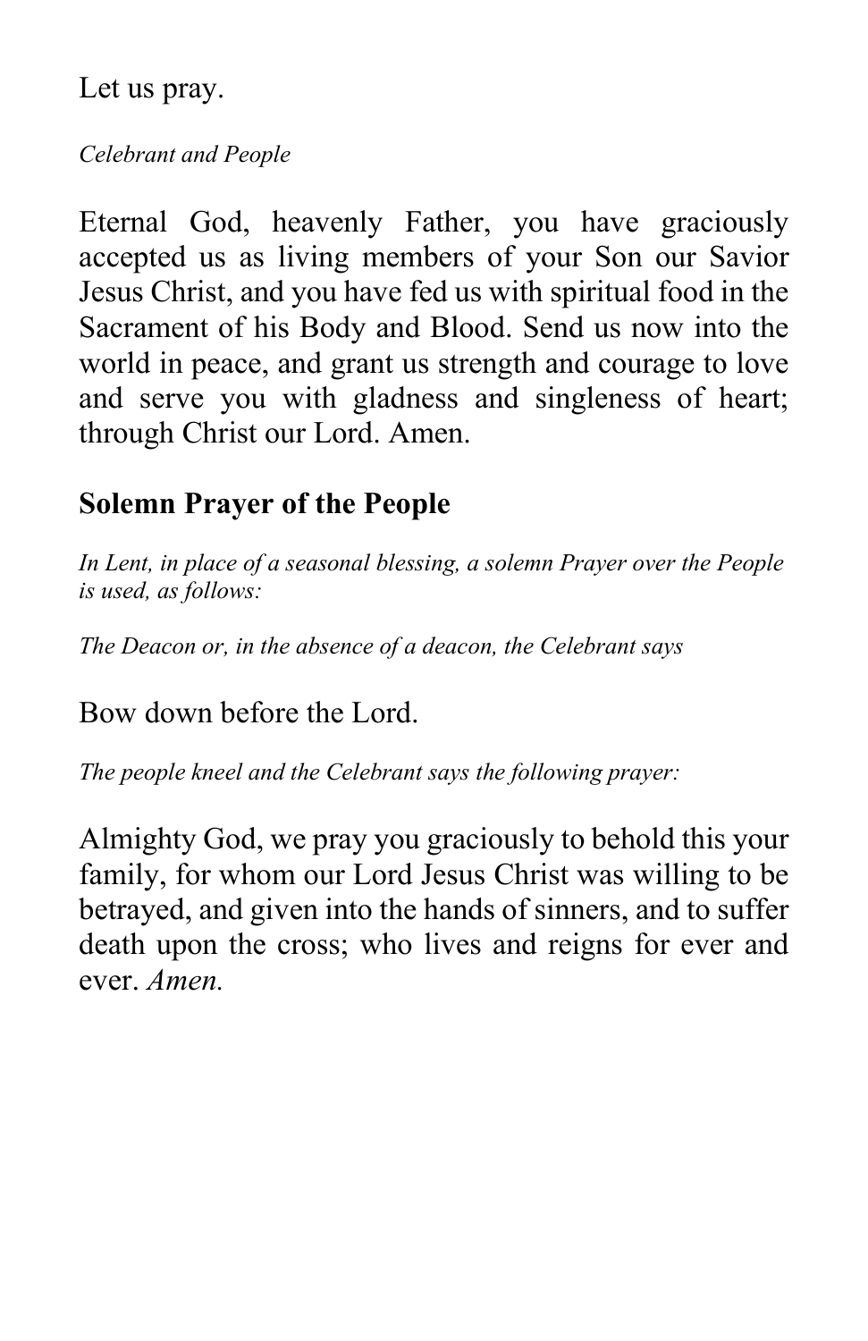Let us pray.

*Celebrant and People*

Eternal God, heavenly Father, you have graciously accepted us as living members of your Son our Savior Jesus Christ, and you have fed us with spiritual food in the Sacrament of his Body and Blood. Send us now into the world in peace, and grant us strength and courage to love and serve you with gladness and singleness of heart; through Christ our Lord. Amen.

## Solemn Prayer of the People

*In Lent, in place of a seasonal blessing, a solemn Prayer over the People is used, as follows:*

*The Deacon or, in the absence of a deacon, the Celebrant says*

Bow down before the Lord.

*The people kneel and the Celebrant says the following prayer:*

Almighty God, we pray you graciously to behold this your family, for whom our Lord Jesus Christ was willing to be betrayed, and given into the hands of sinners, and to suffer death upon the cross; who lives and reigns for ever and ever. *Amen.*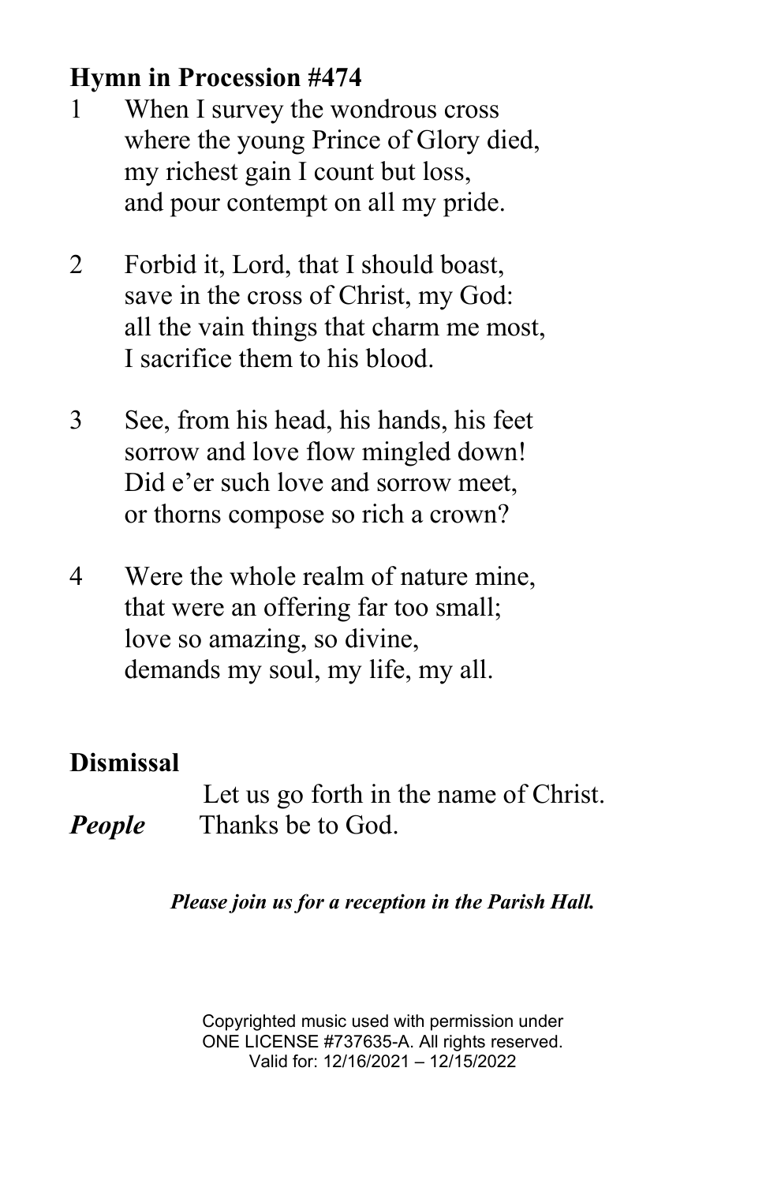**Hymn in Procession #474**

1 When I survey the wondrous cross
where the young Prince of Glory died,
my richest gain I count but loss,
and pour contempt on all my pride.

2 Forbid it, Lord, that I should boast,
save in the cross of Christ, my God:
all the vain things that charm me most,
I sacrifice them to his blood.

3 See, from his head, his hands, his feet
sorrow and love flow mingled down!
Did e'er such love and sorrow meet,
or thorns compose so rich a crown?

4 Were the whole realm of nature mine,
that were an offering far too small;
love so amazing, so divine,
demands my soul, my life, my all.

**Dismissal**

Let us go forth in the name of Christ.

***People*** Thanks be to God.

***Please join us for a reception in the Parish Hall.***

Copyrighted music used with permission under
ONE LICENSE #737635-A. All rights reserved.
Valid for: 12/16/2021 – 12/15/2022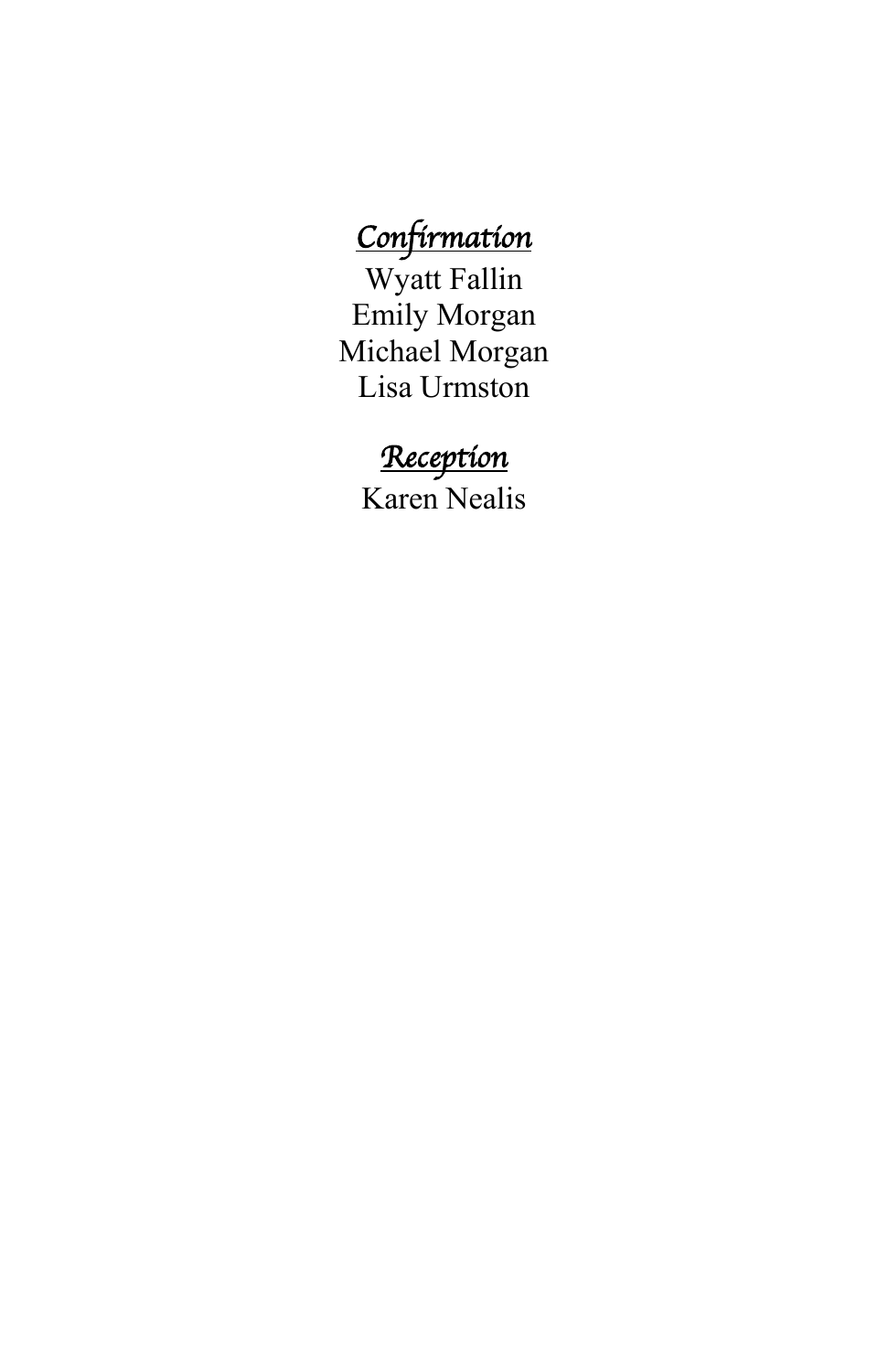## *Confirmation*

Wyatt Fallin
Emily Morgan
Michael Morgan
Lisa Urmston

## *Reception*

Karen Nealis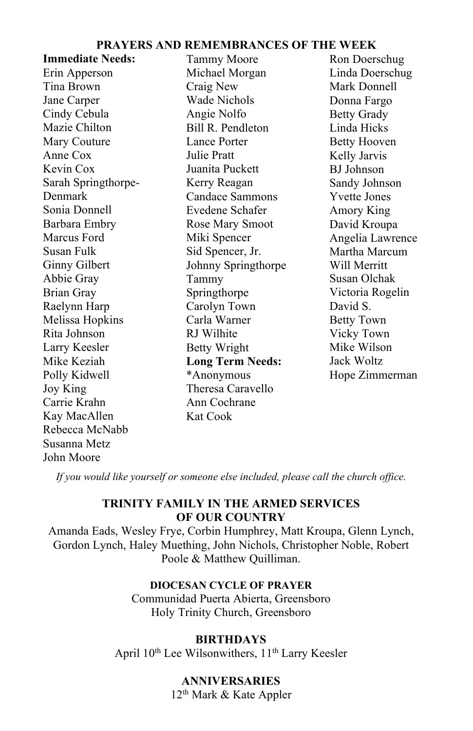## PRAYERS AND REMEMBRANCES OF THE WEEK

**Immediate Needs:**
Erin Apperson
Tina Brown
Jane Carper
Cindy Cebula
Mazie Chilton
Mary Couture
Anne Cox
Kevin Cox
Sarah Springthorpe-Denmark
Sonia Donnell
Barbara Embry
Marcus Ford
Susan Fulk
Ginny Gilbert
Abbie Gray
Brian Gray
Raelynn Harp
Melissa Hopkins
Rita Johnson
Larry Keesler
Mike Keziah
Polly Kidwell
Joy King
Carrie Krahn
Kay MacAllen
Rebecca McNabb
Susanna Metz
John Moore
Tammy Moore
Michael Morgan
Craig New
Wade Nichols
Angie Nolfo
Bill R. Pendleton
Lance Porter
Julie Pratt
Juanita Puckett
Kerry Reagan
Candace Sammons
Evedene Schafer
Rose Mary Smoot
Miki Spencer
Sid Spencer, Jr.
Johnny Springthorpe
Tammy Springthorpe
Carolyn Town
Carla Warner
RJ Wilhite
Betty Wright

**Long Term Needs:**
*Anonymous
Theresa Caravello
Ann Cochrane
Kat Cook
Ron Doerschug
Linda Doerschug
Mark Donnell
Donna Fargo
Betty Grady
Linda Hicks
Betty Hooven
Kelly Jarvis
BJ Johnson
Sandy Johnson
Yvette Jones
Amory King
David Kroupa
Angelia Lawrence
Martha Marcum
Will Merritt
Susan Olchak
Victoria Rogelin
David S.
Betty Town
Vicky Town
Mike Wilson
Jack Woltz
Hope Zimmerman

*If you would like yourself or someone else included, please call the church office.*

## TRINITY FAMILY IN THE ARMED SERVICES OF OUR COUNTRY

Amanda Eads, Wesley Frye, Corbin Humphrey, Matt Kroupa, Glenn Lynch, Gordon Lynch, Haley Muething, John Nichols, Christopher Noble, Robert Poole & Matthew Quilliman.

### DIOCESAN CYCLE OF PRAYER

Communidad Puerta Abierta, Greensboro
Holy Trinity Church, Greensboro

## BIRTHDAYS

April 10th Lee Wilsonwithers, 11th Larry Keesler

## ANNIVERSARIES

12th Mark & Kate Appler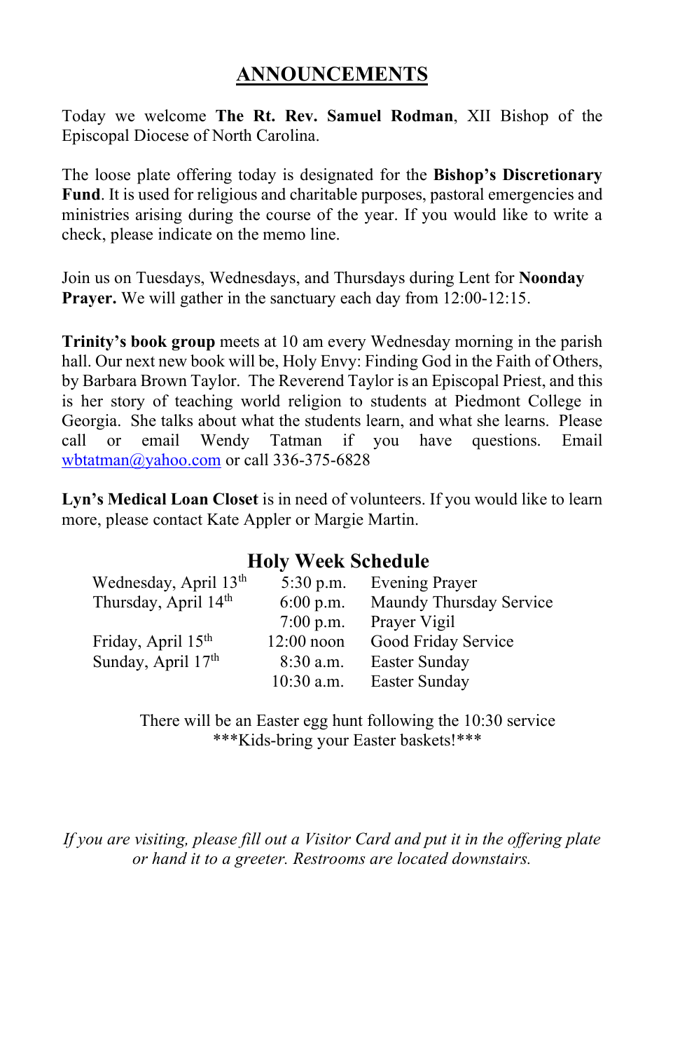# ANNOUNCEMENTS

Today we welcome **The Rt. Rev. Samuel Rodman**, XII Bishop of the Episcopal Diocese of North Carolina.

The loose plate offering today is designated for the **Bishop's Discretionary Fund**. It is used for religious and charitable purposes, pastoral emergencies and ministries arising during the course of the year. If you would like to write a check, please indicate on the memo line.

Join us on Tuesdays, Wednesdays, and Thursdays during Lent for **Noonday Prayer.** We will gather in the sanctuary each day from 12:00-12:15.

**Trinity's book group** meets at 10 am every Wednesday morning in the parish hall. Our next new book will be, Holy Envy: Finding God in the Faith of Others, by Barbara Brown Taylor. The Reverend Taylor is an Episcopal Priest, and this is her story of teaching world religion to students at Piedmont College in Georgia. She talks about what the students learn, and what she learns. Please call or email Wendy Tatman if you have questions. Email wbtatman@yahoo.com or call 336-375-6828

**Lyn's Medical Loan Closet** is in need of volunteers. If you would like to learn more, please contact Kate Appler or Margie Martin.

## Holy Week Schedule

| | | |
|---|---|---|
| Wednesday, April 13th | 5:30 p.m. | Evening Prayer |
| Thursday, April 14th | 6:00 p.m. | Maundy Thursday Service |
| | 7:00 p.m. | Prayer Vigil |
| Friday, April 15th | 12:00 noon | Good Friday Service |
| Sunday, April 17th | 8:30 a.m. | Easter Sunday |
| | 10:30 a.m. | Easter Sunday |

There will be an Easter egg hunt following the 10:30 service
***Kids-bring your Easter baskets!***

*If you are visiting, please fill out a Visitor Card and put it in the offering plate or hand it to a greeter. Restrooms are located downstairs.*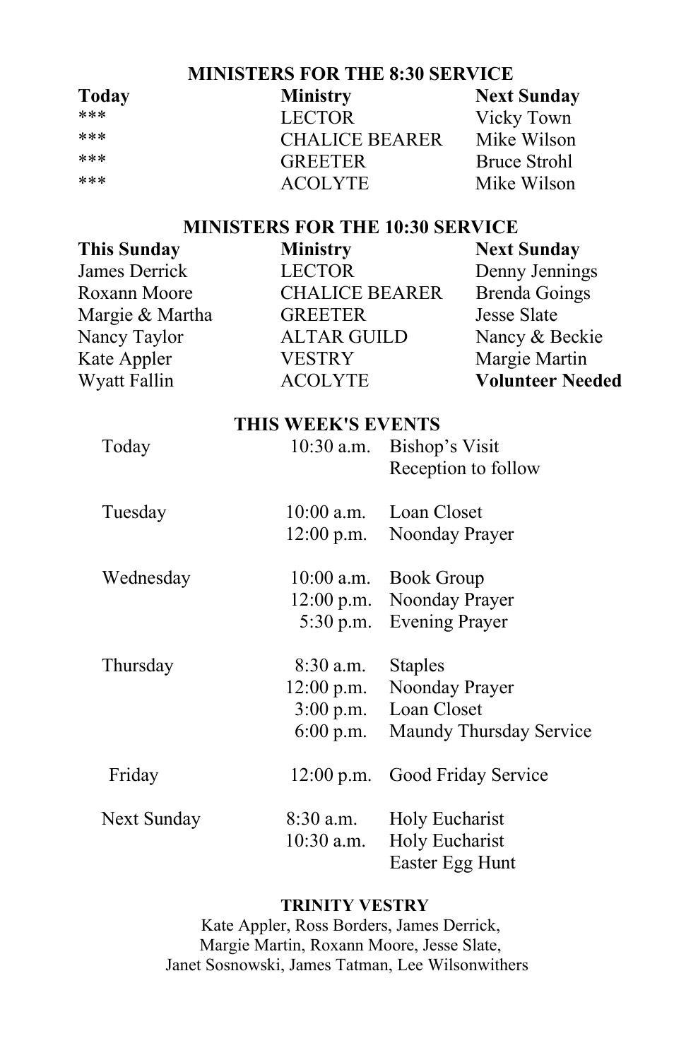## MINISTERS FOR THE 8:30 SERVICE

| Today | Ministry | Next Sunday |
|---|---|---|
| *** | LECTOR | Vicky Town |
| *** | CHALICE BEARER | Mike Wilson |
| *** | GREETER | Bruce Strohl |
| *** | ACOLYTE | Mike Wilson |

## MINISTERS FOR THE 10:30 SERVICE

| This Sunday | Ministry | Next Sunday |
|---|---|---|
| James Derrick | LECTOR | Denny Jennings |
| Roxann Moore | CHALICE BEARER | Brenda Goings |
| Margie & Martha | GREETER | Jesse Slate |
| Nancy Taylor | ALTAR GUILD | Nancy & Beckie |
| Kate Appler | VESTRY | Margie Martin |
| Wyatt Fallin | ACOLYTE | **Volunteer Needed** |

## THIS WEEK'S EVENTS

| | | |
|---|---|---|
| Today | 10:30 a.m. | Bishop's Visit |
| | | Reception to follow |
| Tuesday | 10:00 a.m. | Loan Closet |
| | 12:00 p.m. | Noonday Prayer |
| Wednesday | 10:00 a.m. | Book Group |
| | 12:00 p.m. | Noonday Prayer |
| | 5:30 p.m. | Evening Prayer |
| Thursday | 8:30 a.m. | Staples |
| | 12:00 p.m. | Noonday Prayer |
| | 3:00 p.m. | Loan Closet |
| | 6:00 p.m. | Maundy Thursday Service |
| Friday | 12:00 p.m. | Good Friday Service |
| Next Sunday | 8:30 a.m. | Holy Eucharist |
| | 10:30 a.m. | Holy Eucharist |
| | | Easter Egg Hunt |

### TRINITY VESTRY

Kate Appler, Ross Borders, James Derrick,
Margie Martin, Roxann Moore, Jesse Slate,
Janet Sosnowski, James Tatman, Lee Wilsonwithers